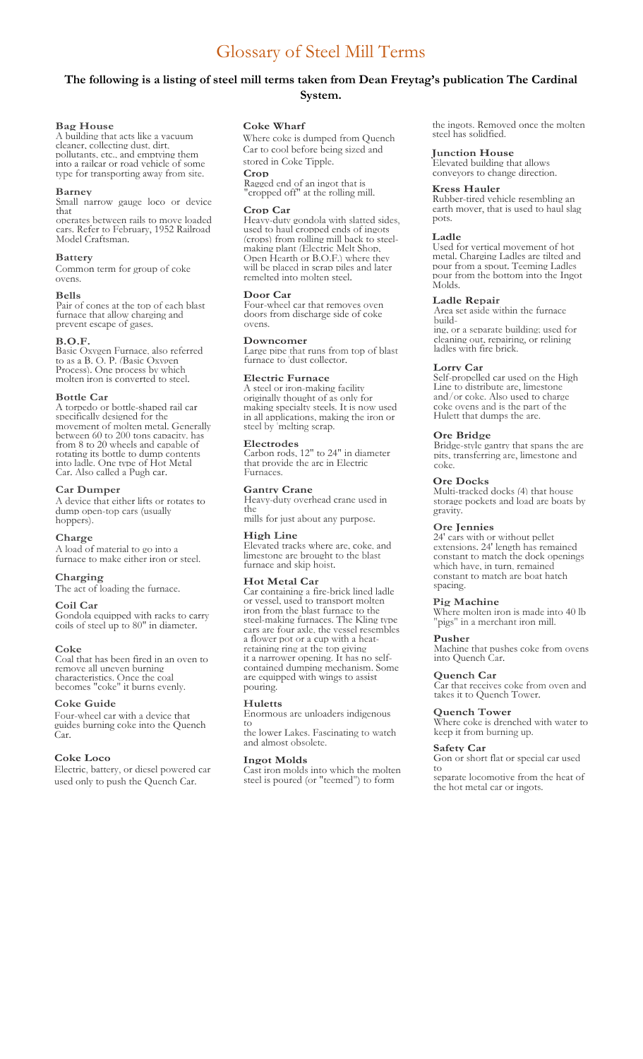# Glossary of Steel Mill Terms

**The following is a listing of steel mill terms taken from Dean Freytag's publication The Cardinal System.**

**Bag House**
A building that acts like a vacuum cleaner, collecting dust, dirt, pollutants, etc., and emptying them into a railcar or road vehicle of some type for transporting away from site.

**Barney**
Small narrow gauge loco or device that operates between rails to move loaded cars. Refer to February, 1952 Railroad Model Craftsman.

**Battery**
Common term for group of coke ovens.

**Bells**
Pair of cones at the top of each blast furnace that allow charging and prevent escape of gases.

**B.O.F.**
Basic Oxygen Furnace, also referred to as a B. O. P. (Basic Oxygen Process). One process by which molten iron is converted to steel.

**Bottle Car**
A torpedo or bottle-shaped rail car specifically designed for the movement of molten metal. Generally between 60 to 200 tons capacity, has from 8 to 20 wheels and capable of rotating its bottle to dump contents into ladle. One type of Hot Metal Car. Also called a Pugh car.

**Car Dumper**
A device that either lifts or rotates to dump open-top cars (usually hoppers).

**Charge**
A load of material to go into a furnace to make either iron or steel.

**Charging**
The act of loading the furnace.

**Coil Car**
Gondola equipped with racks to carry coils of steel up to 80" in diameter.

**Coke**
Coal that has been fired in an oven to remove all uneven burning characteristics. Once the coal becomes "coke" it burns evenly.

**Coke Guide**
Four-wheel car with a device that guides burning coke into the Quench Car.

**Coke Loco**
Electric, battery, or diesel powered car used only to push the Quench Car.

**Coke Wharf**
Where coke is dumped from Quench Car to cool before being sized and stored in Coke Tipple.

**Crop**
Ragged end of an ingot that is "cropped off" at the rolling mill.

**Crop Car**
Heavy-duty gondola with slatted sides, used to haul cropped ends of ingots (crops) from rolling mill back to steel-making plant (Electric Melt Shop, Open Hearth or B.O.F.) where they will be placed in scrap piles and later remelted into molten steel.

**Door Car**
Four-wheel car that removes oven doors from discharge side of coke ovens.

**Downcomer**
Large pipe that runs from top of blast furnace to 'dust collector.

**Electric Furnace**
A steel or iron-making facility originally thought of as only for making specialty steels. It is now used in all applications, making the iron or steel by 'melting scrap.

**Electrodes**
Carbon rods, 12" to 24" in diameter that provide the arc in Electric Furnaces.

**Gantry Crane**
Heavy-duty overhead crane used in the mills for just about any purpose.

**High Line**
Elevated tracks where are, coke, and limestone are brought to the blast furnace and skip hoist.

**Hot Metal Car**
Car containing a fire-brick lined ladle or vessel, used to transport molten iron from the blast furnace to the steel-making furnaces. The Kling type cars are four axle, the vessel resembles a flower pot or a cup with a heat-retaining ring at the top giving it a narrower opening. It has no self-contained dumping mechanism. Some are equipped with wings to assist pouring.

**Huletts**
Enormous are unloaders indigenous to the lower Lakes. Fascinating to watch and almost obsolete.

**Ingot Molds**
Cast iron molds into which the molten steel is poured (or "teemed") to form the ingots. Removed once the molten steel has solidified.

**Junction House**
Elevated building that allows conveyors to change direction.

**Kress Hauler**
Rubber-tired vehicle resembling an earth mover, that is used to haul slag pots.

**Ladle**
Used for vertical movement of hot metal. Charging Ladles are tilted and pour from a spout. Teeming Ladles pour from the bottom into the Ingot Molds.

**Ladle Repair**
Area set aside within the furnace building, or a separate building; used for cleaning out, repairing, or relining ladles with fire brick.

**Lorry Car**
Self-propelled car used on the High Line to distribute are, limestone and/or coke. Also used to charge coke ovens and is the part of the Hulett that dumps the are.

**Ore Bridge**
Bridge-style gantry that spans the are pits, transferring are, limestone and coke.

**Ore Docks**
Multi-tracked docks (4) that house storage pockets and load are boats by gravity.

**Ore Jennies**
24' cars with or without pellet extensions. 24' length has remained constant to match the dock openings which have, in turn, remained constant to match are boat hatch spacing.

**Pig Machine**
Where molten iron is made into 40 lb "pigs" in a merchant iron mill.

**Pusher**
Machine that pushes coke from ovens into Quench Car.

**Quench Car**
Car that receives coke from oven and takes it to Quench Tower.

**Quench Tower**
Where coke is drenched with water to keep it from burning up.

**Safety Car**
Gon or short flat or special car used to separate locomotive from the heat of the hot metal car or ingots.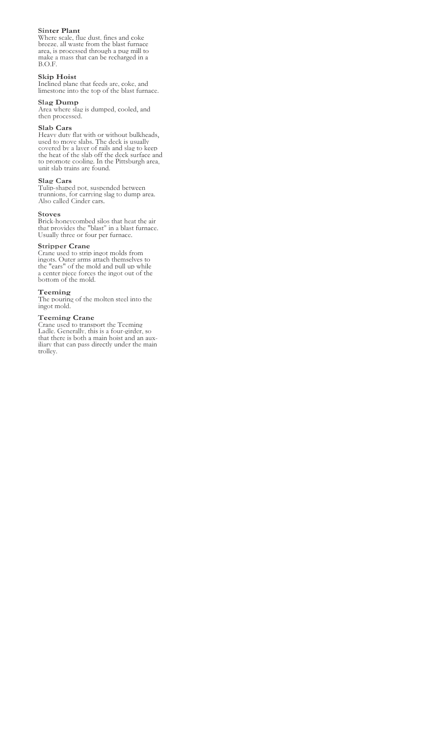**Sinter Plant**
Where scale, flue dust, fines and coke breeze, all waste from the blast furnace area, is processed through a pug mill to make a mass that can be recharged in a B.O.F.

**Skip Hoist**
Inclined plane that feeds are, coke, and limestone into the top of the blast furnace.

**Slag Dump**
Area where slag is dumped, cooled, and then processed.

**Slab Cars**
Heavy duty flat with or without bulkheads, used to move slabs. The deck is usually covered by a layer of rails and slag to keep the heat of the slab off the deck surface and to promote cooling. In the Pittsburgh area, unit slab trains are found.

**Slag Cars**
Tulip-shaped pot, suspended between trunnions, for carrying slag to dump area. Also called Cinder cars.

**Stoves**
Brick-honeycombed silos that heat the air that provides the "blast" in a blast furnace. Usually three or four per furnace.

**Stripper Crane**
Crane used to strip ingot molds from ingots. Outer arms attach themselves to the "ears" of the mold and pull up while a center piece forces the ingot out of the bottom of the mold.

**Teeming**
The pouring of the molten steel into the ingot mold.

**Teeming Crane**
Crane used to transport the Teeming Ladle. Generally, this is a four-girder, so that there is both a main hoist and an auxiliary that can pass directly under the main trolley.